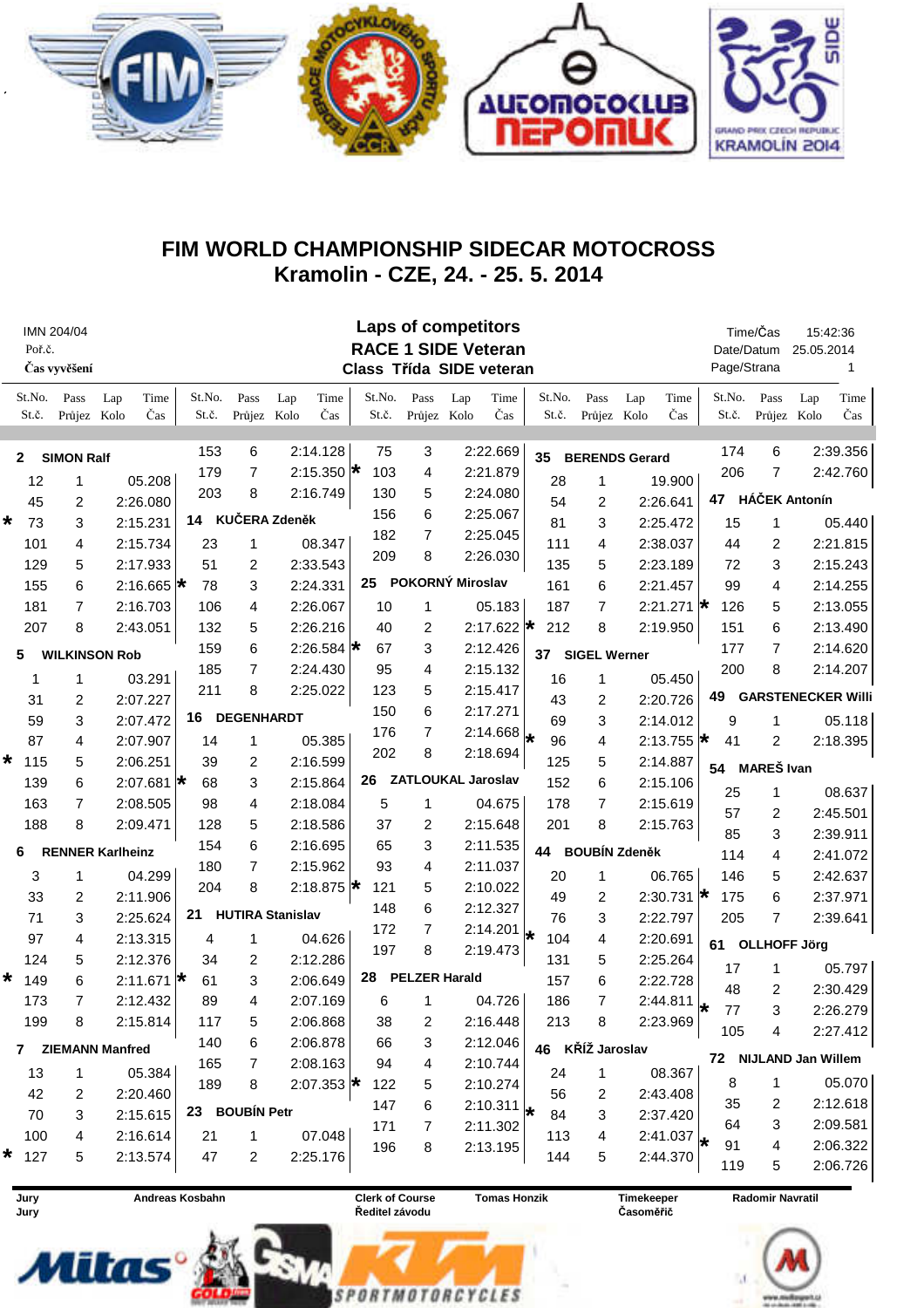# FIM WORLD CHAMPIONSHIP SIDECAR MOTOCROSS
## Kramolin - CZE, 24. - 25. 5. 2014

IMN 204/04
Poř.č.
Čas vyvěšení

**Laps of competitors**
**RACE 1 SIDE Veteran**
**Class Třída SIDE veteran**

Time/Čas 15:42:36
Date/Datum 25.05.2014
Page/Strana 1

St.No. St.č. | Pass Průjez | Lap Kolo | Time Čas

**2 SIMON Ralf**

| Pass | Lap | Time |
|---|---|---|
| 12 | 1 | 05.208 |
| 45 | 2 | 2:26.080 |
| * 73 | 3 | 2:15.231 |
| 101 | 4 | 2:15.734 |
| 129 | 5 | 2:17.933 |
| 155 | 6 | 2:16.665 * |
| 181 | 7 | 2:16.703 |
| 207 | 8 | 2:43.051 |

**5 WILKINSON Rob**

| Pass | Lap | Time |
|---|---|---|
| 1 | 1 | 03.291 |
| 31 | 2 | 2:07.227 |
| 59 | 3 | 2:07.472 |
| 87 | 4 | 2:07.907 |
| * 115 | 5 | 2:06.251 |
| 139 | 6 | 2:07.681 * |
| 163 | 7 | 2:08.505 |
| 188 | 8 | 2:09.471 |

**6 RENNER Karlheinz**

| Pass | Lap | Time |
|---|---|---|
| 3 | 1 | 04.299 |
| 33 | 2 | 2:11.906 |
| 71 | 3 | 2:25.624 |
| 97 | 4 | 2:13.315 |
| 124 | 5 | 2:12.376 |
| * 149 | 6 | 2:11.671 * |
| 173 | 7 | 2:12.432 |
| 199 | 8 | 2:15.814 |

**7 ZIEMANN Manfred**

| Pass | Lap | Time |
|---|---|---|
| 13 | 1 | 05.384 |
| 42 | 2 | 2:20.460 |
| 70 | 3 | 2:15.615 |
| 100 | 4 | 2:16.614 |
| * 127 | 5 | 2:13.574 |
| 153 | 6 | 2:14.128 |
| 179 | 7 | 2:15.350 * |
| 203 | 8 | 2:16.749 |

**14 KUČERA Zdeněk**

| Pass | Lap | Time |
|---|---|---|
| 23 | 1 | 08.347 |
| 51 | 2 | 2:33.543 |
| * 78 | 3 | 2:24.331 |
| 106 | 4 | 2:26.067 |
| 132 | 5 | 2:26.216 |
| 159 | 6 | 2:26.584 * |
| 185 | 7 | 2:24.430 |
| 211 | 8 | 2:25.022 |

**16 DEGENHARDT**

| Pass | Lap | Time |
|---|---|---|
| 14 | 1 | 05.385 |
| 39 | 2 | 2:16.599 |
| * 68 | 3 | 2:15.864 |
| 98 | 4 | 2:18.084 |
| 128 | 5 | 2:18.586 |
| 154 | 6 | 2:16.695 |
| 180 | 7 | 2:15.962 |
| 204 | 8 | 2:18.875 * |

**21 HUTIRA Stanislav**

| Pass | Lap | Time |
|---|---|---|
| 4 | 1 | 04.626 |
| 34 | 2 | 2:12.286 |
| * 61 | 3 | 2:06.649 |
| 89 | 4 | 2:07.169 |
| 117 | 5 | 2:06.868 |
| 140 | 6 | 2:06.878 |
| 165 | 7 | 2:08.163 |
| 189 | 8 | 2:07.353 * |

**23 BOUBÍN Petr**

| Pass | Lap | Time |
|---|---|---|
| 21 | 1 | 07.048 |
| 47 | 2 | 2:25.176 |
| 75 | 3 | 2:22.669 |
| 103 | 4 | 2:21.879 |
| 130 | 5 | 2:24.080 |
| 156 | 6 | 2:25.067 |
| 182 | 7 | 2:25.045 |
| 209 | 8 | 2:26.030 |

**25 POKORNÝ Miroslav**

| Pass | Lap | Time |
|---|---|---|
| 10 | 1 | 05.183 |
| 40 | 2 | 2:17.622 * |
| 67 | 3 | 2:12.426 |
| 95 | 4 | 2:15.132 |
| 123 | 5 | 2:15.417 |
| 150 | 6 | 2:17.271 |
| 176 | 7 | 2:14.668 * |
| 202 | 8 | 2:18.694 |

**26 ZATLOUKAL Jaroslav**

| Pass | Lap | Time |
|---|---|---|
| 5 | 1 | 04.675 |
| 37 | 2 | 2:15.648 |
| 65 | 3 | 2:11.535 |
| 93 | 4 | 2:11.037 |
| 121 | 5 | 2:10.022 |
| 148 | 6 | 2:12.327 |
| 172 | 7 | 2:14.201 * |
| 197 | 8 | 2:19.473 |

**28 PELZER Harald**

| Pass | Lap | Time |
|---|---|---|
| 6 | 1 | 04.726 |
| 38 | 2 | 2:16.448 |
| 66 | 3 | 2:12.046 |
| 94 | 4 | 2:10.744 |
| 122 | 5 | 2:10.274 |
| 147 | 6 | 2:10.311 * |
| 171 | 7 | 2:11.302 |
| 196 | 8 | 2:13.195 |

**35 BERENDS Gerard**

| Pass | Lap | Time |
|---|---|---|
| 28 | 1 | 19.900 |
| 54 | 2 | 2:26.641 |
| 81 | 3 | 2:25.472 |
| 111 | 4 | 2:38.037 |
| 135 | 5 | 2:23.189 |
| 161 | 6 | 2:21.457 |
| 187 | 7 | 2:21.271 * |
| 212 | 8 | 2:19.950 |

**37 SIGEL Werner**

| Pass | Lap | Time |
|---|---|---|
| 16 | 1 | 05.450 |
| 43 | 2 | 2:20.726 |
| 69 | 3 | 2:14.012 |
| * 96 | 4 | 2:13.755 * |
| 125 | 5 | 2:14.887 |
| 152 | 6 | 2:15.106 |
| 178 | 7 | 2:15.619 |
| 201 | 8 | 2:15.763 |

**44 BOUBÍN Zdeněk**

| Pass | Lap | Time |
|---|---|---|
| 20 | 1 | 06.765 |
| 49 | 2 | 2:30.731 * |
| 76 | 3 | 2:22.797 |
| * 104 | 4 | 2:20.691 |
| 131 | 5 | 2:25.264 |
| 157 | 6 | 2:22.728 |
| 186 | 7 | 2:44.811 * |
| 213 | 8 | 2:23.969 |

**46 KŘÍŽ Jaroslav**

| Pass | Lap | Time |
|---|---|---|
| 24 | 1 | 08.367 |
| 56 | 2 | 2:43.408 |
| * 84 | 3 | 2:37.420 |
| 113 | 4 | 2:41.037 |
| 144 | 5 | 2:44.370 |
| 174 | 6 | 2:39.356 |
| 206 | 7 | 2:42.760 |

**47 HÁČEK Antonín**

| Pass | Lap | Time |
|---|---|---|
| 15 | 1 | 05.440 |
| 44 | 2 | 2:21.815 |
| 72 | 3 | 2:15.243 |
| 99 | 4 | 2:14.255 |
| * 126 | 5 | 2:13.055 |
| 151 | 6 | 2:13.490 |
| 177 | 7 | 2:14.620 |
| 200 | 8 | 2:14.207 |

**49 GARSTENECKER Willi**

| Pass | Lap | Time |
|---|---|---|
| 9 | 1 | 05.118 |
| 41 | 2 | 2:18.395 |

**54 MAREŠ Ivan**

| Pass | Lap | Time |
|---|---|---|
| 25 | 1 | 08.637 |
| 57 | 2 | 2:45.501 |
| 85 | 3 | 2:39.911 |
| 114 | 4 | 2:41.072 |
| 146 | 5 | 2:42.637 |
| 175 | 6 | 2:37.971 |
| 205 | 7 | 2:39.641 |

**61 OLLHOFF Jörg**

| Pass | Lap | Time |
|---|---|---|
| 17 | 1 | 05.797 |
| 48 | 2 | 2:30.429 |
| 77 | 3 | 2:26.279 |
| 105 | 4 | 2:27.412 |

**72 NIJLAND Jan Willem**

| Pass | Lap | Time |
|---|---|---|
| 8 | 1 | 05.070 |
| 35 | 2 | 2:12.618 |
| 64 | 3 | 2:09.581 |
| * 91 | 4 | 2:06.322 |
| 119 | 5 | 2:06.726 |

Jury / Jury: Andreas Kosbahn
Clerk of Course / Ředitel závodu: Tomas Honzik
Timekeeper / Časoměřič: Radomir Navratil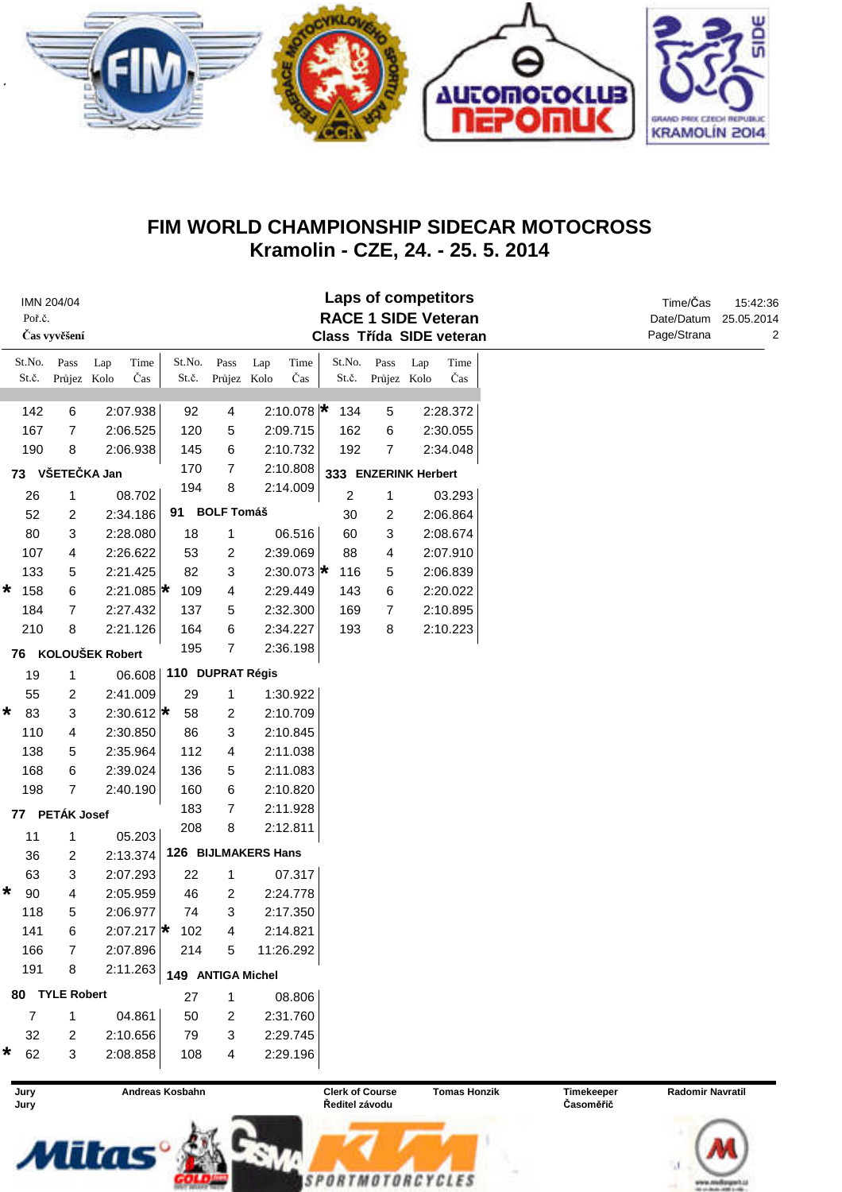# FIM WORLD CHAMPIONSHIP SIDECAR MOTOCROSS
## Kramolin - CZE, 24. - 25. 5. 2014

IMN 204/04
Poř.č.
Čas vyvěšení

**Laps of competitors**
**RACE 1 SIDE Veteran**
**Class Třída SIDE veteran**

Time/Čas 15:42:36
Date/Datum 25.05.2014
Page/Strana 2

| St.No. St.č. | Pass Průjez | Lap Kolo | Time Čas |
|---|---|---|---|
| 142 | 6 | | 2:07.938 |
| 167 | 7 | | 2:06.525 |
| 190 | 8 | | 2:06.938 |
| **73 VŠETEČKA Jan** | | | |
| 26 | 1 | | 08.702 |
| 52 | 2 | | 2:34.186 |
| 80 | 3 | | 2:28.080 |
| 107 | 4 | | 2:26.622 |
| 133 | 5 | | 2:21.425 |
| * 158 | 6 | | 2:21.085 |
| 184 | 7 | | 2:27.432 |
| 210 | 8 | | 2:21.126 |
| **76 KOLOUŠEK Robert** | | | |
| 19 | 1 | | 06.608 |
| 55 | 2 | | 2:41.009 |
| * 83 | 3 | | 2:30.612 |
| 110 | 4 | | 2:30.850 |
| 138 | 5 | | 2:35.964 |
| 168 | 6 | | 2:39.024 |
| 198 | 7 | | 2:40.190 |
| **77 PETÁK Josef** | | | |
| 11 | 1 | | 05.203 |
| 36 | 2 | | 2:13.374 |
| 63 | 3 | | 2:07.293 |
| * 90 | 4 | | 2:05.959 |
| 118 | 5 | | 2:06.977 |
| 141 | 6 | | 2:07.217 |
| 166 | 7 | | 2:07.896 |
| 191 | 8 | | 2:11.263 |
| **80 TYLE Robert** | | | |
| 7 | 1 | | 04.861 |
| 32 | 2 | | 2:10.656 |
| * 62 | 3 | | 2:08.858 |

| St.No. St.č. | Pass Průjez | Lap Kolo | Time Čas |
|---|---|---|---|
| 92 | 4 | | 2:10.078 |
| 120 | 5 | | 2:09.715 |
| 145 | 6 | | 2:10.732 |
| 170 | 7 | | 2:10.808 |
| 194 | 8 | | 2:14.009 |
| **91 BOLF Tomáš** | | | |
| 18 | 1 | | 06.516 |
| 53 | 2 | | 2:39.069 |
| 82 | 3 | | 2:30.073 |
| * 109 | 4 | | 2:29.449 |
| 137 | 5 | | 2:32.300 |
| 164 | 6 | | 2:34.227 |
| 195 | 7 | | 2:36.198 |
| **110 DUPRAT Régis** | | | |
| 29 | 1 | | 1:30.922 |
| * 58 | 2 | | 2:10.709 |
| 86 | 3 | | 2:10.845 |
| 112 | 4 | | 2:11.038 |
| 136 | 5 | | 2:11.083 |
| 160 | 6 | | 2:10.820 |
| 183 | 7 | | 2:11.928 |
| 208 | 8 | | 2:12.811 |
| **126 BIJLMAKERS Hans** | | | |
| 22 | 1 | | 07.317 |
| 46 | 2 | | 2:24.778 |
| 74 | 3 | | 2:17.350 |
| * 102 | 4 | | 2:14.821 |
| 214 | 5 | | 11:26.292 |
| **149 ANTIGA Michel** | | | |
| 27 | 1 | | 08.806 |
| 50 | 2 | | 2:31.760 |
| 79 | 3 | | 2:29.745 |
| 108 | 4 | | 2:29.196 |

| St.No. St.č. | Pass Průjez | Lap Kolo | Time Čas |
|---|---|---|---|
| * 134 | 5 | | 2:28.372 |
| 162 | 6 | | 2:30.055 |
| 192 | 7 | | 2:34.048 |
| **333 ENZERINK Herbert** | | | |
| 2 | 1 | | 03.293 |
| 30 | 2 | | 2:06.864 |
| 60 | 3 | | 2:08.674 |
| 88 | 4 | | 2:07.910 |
| * 116 | 5 | | 2:06.839 |
| 143 | 6 | | 2:20.022 |
| 169 | 7 | | 2:10.895 |
| 193 | 8 | | 2:10.223 |

Jury / Jury: Andreas Kosbahn
Clerk of Course / Ředitel závodu: Tomas Honzik
Timekeeper / Časoměřič: Radomir Navratil